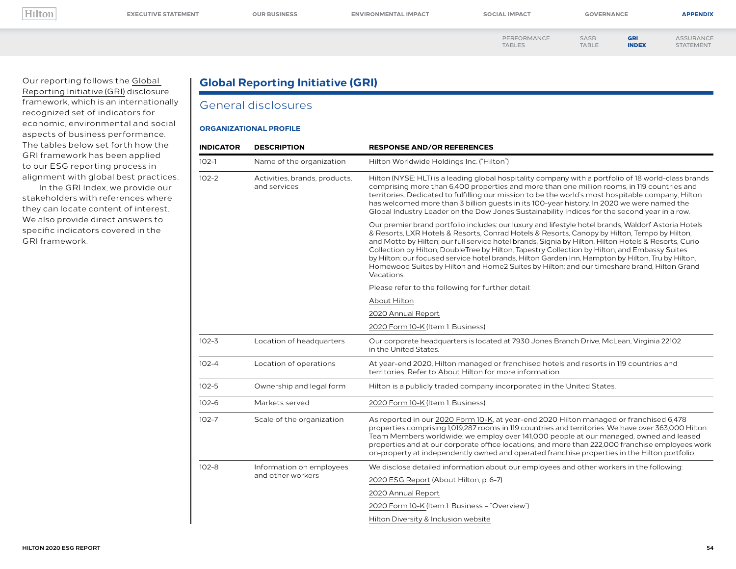Our reporting follows the Global Reporting Initiative (GRI) disclosure framework, which is an internationally recognized set of indicators for economic, environmental and social aspects of business performance. The tables below set forth how the GRI framework has been applied to our ESG reporting process in alignment with global best practices.

In the GRI Index, we provide our stakeholders with references where they can locate content of interest. We also provide direct answers to specific indicators covered in the GRI framework.

# Global Reporting Initiative (GRI)

## General disclosures

### ORGANIZATIONAL PROFILE

| INDICATOR | DESCRIPTION | RESPONSE AND/OR REFERENCES |
|---|---|---|
| 102-1 | Name of the organization | Hilton Worldwide Holdings Inc. ("Hilton") |
| 102-2 | Activities, brands, products, and services | Hilton (NYSE: HLT) is a leading global hospitality company with a portfolio of 18 world-class brands comprising more than 6,400 properties and more than one million rooms, in 119 countries and territories. Dedicated to fulfilling our mission to be the world's most hospitable company, Hilton has welcomed more than 3 billion guests in its 100-year history. In 2020 we were named the Global Industry Leader on the Dow Jones Sustainability Indices for the second year in a row.<br><br>Our premier brand portfolio includes: our luxury and lifestyle hotel brands, Waldorf Astoria Hotels & Resorts, LXR Hotels & Resorts, Conrad Hotels & Resorts, Canopy by Hilton, Tempo by Hilton, and Motto by Hilton; our full service hotel brands, Signia by Hilton, Hilton Hotels & Resorts, Curio Collection by Hilton, DoubleTree by Hilton, Tapestry Collection by Hilton, and Embassy Suites by Hilton; our focused service hotel brands, Hilton Garden Inn, Hampton by Hilton, Tru by Hilton, Homewood Suites by Hilton and Home2 Suites by Hilton; and our timeshare brand, Hilton Grand Vacations.<br><br>Please refer to the following for further detail:<br><br>About Hilton<br><br>2020 Annual Report<br><br>2020 Form 10-K (Item 1. Business) |
| 102-3 | Location of headquarters | Our corporate headquarters is located at 7930 Jones Branch Drive, McLean, Virginia 22102 in the United States. |
| 102-4 | Location of operations | At year-end 2020, Hilton managed or franchised hotels and resorts in 119 countries and territories. Refer to About Hilton for more information. |
| 102-5 | Ownership and legal form | Hilton is a publicly traded company incorporated in the United States. |
| 102-6 | Markets served | 2020 Form 10-K (Item 1. Business) |
| 102-7 | Scale of the organization | As reported in our 2020 Form 10-K, at year-end 2020 Hilton managed or franchised 6,478 properties comprising 1,019,287 rooms in 119 countries and territories. We have over 363,000 Hilton Team Members worldwide: we employ over 141,000 people at our managed, owned and leased properties and at our corporate office locations, and more than 222,000 franchise employees work on-property at independently owned and operated franchise properties in the Hilton portfolio. |
| 102-8 | Information on employees and other workers | We disclose detailed information about our employees and other workers in the following:<br><br>2020 ESG Report (About Hilton, p. 6-7)<br><br>2020 Annual Report<br><br>2020 Form 10-K (Item 1. Business – "Overview")<br><br>Hilton Diversity & Inclusion website |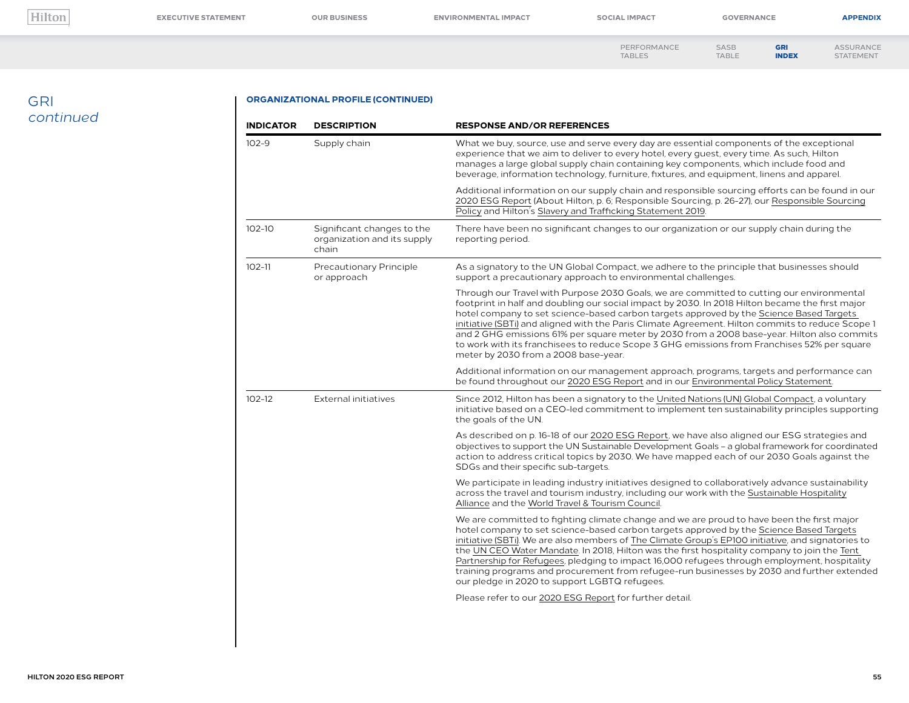# GRI *continued*

## ORGANIZATIONAL PROFILE (CONTINUED)

| INDICATOR | DESCRIPTION | RESPONSE AND/OR REFERENCES |
|---|---|---|
| 102-9 | Supply chain | What we buy, source, use and serve every day are essential components of the exceptional experience that we aim to deliver to every hotel, every guest, every time. As such, Hilton manages a large global supply chain containing key components, which include food and beverage, information technology, furniture, fixtures, and equipment, linens and apparel.<br><br>Additional information on our supply chain and responsible sourcing efforts can be found in our 2020 ESG Report (About Hilton, p. 6; Responsible Sourcing, p. 26-27), our Responsible Sourcing Policy and Hilton's Slavery and Trafficking Statement 2019. |
| 102-10 | Significant changes to the organization and its supply chain | There have been no significant changes to our organization or our supply chain during the reporting period. |
| 102-11 | Precautionary Principle or approach | As a signatory to the UN Global Compact, we adhere to the principle that businesses should support a precautionary approach to environmental challenges.<br><br>Through our Travel with Purpose 2030 Goals, we are committed to cutting our environmental footprint in half and doubling our social impact by 2030. In 2018 Hilton became the first major hotel company to set science-based carbon targets approved by the Science Based Targets initiative (SBTi) and aligned with the Paris Climate Agreement. Hilton commits to reduce Scope 1 and 2 GHG emissions 61% per square meter by 2030 from a 2008 base-year. Hilton also commits to work with its franchisees to reduce Scope 3 GHG emissions from Franchises 52% per square meter by 2030 from a 2008 base-year.<br><br>Additional information on our management approach, programs, targets and performance can be found throughout our 2020 ESG Report and in our Environmental Policy Statement. |
| 102-12 | External initiatives | Since 2012, Hilton has been a signatory to the United Nations (UN) Global Compact, a voluntary initiative based on a CEO-led commitment to implement ten sustainability principles supporting the goals of the UN.<br><br>As described on p. 16-18 of our 2020 ESG Report, we have also aligned our ESG strategies and objectives to support the UN Sustainable Development Goals – a global framework for coordinated action to address critical topics by 2030. We have mapped each of our 2030 Goals against the SDGs and their specific sub-targets.<br><br>We participate in leading industry initiatives designed to collaboratively advance sustainability across the travel and tourism industry, including our work with the Sustainable Hospitality Alliance and the World Travel & Tourism Council.<br><br>We are committed to fighting climate change and we are proud to have been the first major hotel company to set science-based carbon targets approved by the Science Based Targets initiative (SBTi). We are also members of The Climate Group's EP100 initiative, and signatories to the UN CEO Water Mandate. In 2018, Hilton was the first hospitality company to join the Tent Partnership for Refugees, pledging to impact 16,000 refugees through employment, hospitality training programs and procurement from refugee-run businesses by 2030 and further extended our pledge in 2020 to support LGBTQ refugees.<br><br>Please refer to our 2020 ESG Report for further detail. |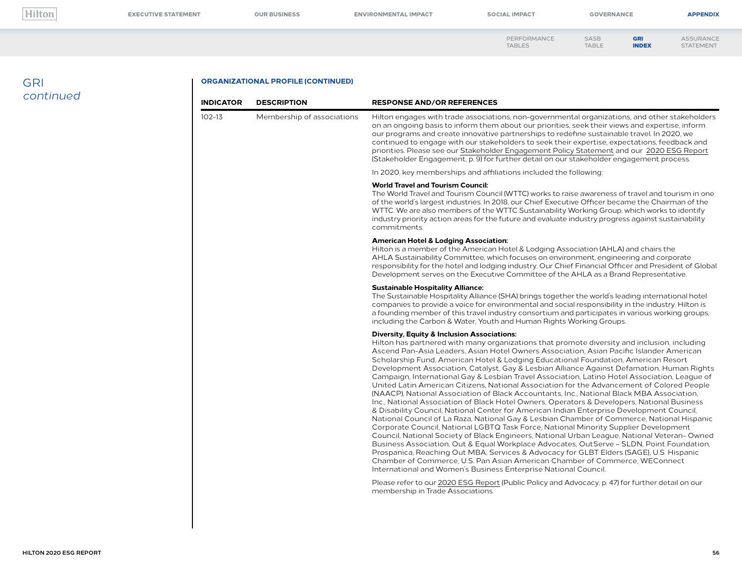# GRI *continued*

## ORGANIZATIONAL PROFILE (CONTINUED)

| INDICATOR | DESCRIPTION | RESPONSE AND/OR REFERENCES |
|---|---|---|
| 102-13 | Membership of associations | Hilton engages with trade associations, non-governmental organizations, and other stakeholders on an ongoing basis to inform them about our priorities, seek their views and expertise, inform our programs and create innovative partnerships to redefine sustainable travel. In 2020, we continued to engage with our stakeholders to seek their expertise, expectations, feedback and priorities. Please see our Stakeholder Engagement Policy Statement and our 2020 ESG Report (Stakeholder Engagement, p. 9) for further detail on our stakeholder engagement process.<br><br>In 2020, key memberships and affiliations included the following:<br><br>**World Travel and Tourism Council:**<br>The World Travel and Tourism Council (WTTC) works to raise awareness of travel and tourism in one of the world's largest industries. In 2018, our Chief Executive Officer became the Chairman of the WTTC. We are also members of the WTTC Sustainability Working Group, which works to identify industry priority action areas for the future and evaluate industry progress against sustainability commitments.<br><br>**American Hotel & Lodging Association:**<br>Hilton is a member of the American Hotel & Lodging Association (AHLA) and chairs the AHLA Sustainability Committee, which focuses on environment, engineering and corporate responsibility for the hotel and lodging industry. Our Chief Financial Officer and President of Global Development serves on the Executive Committee of the AHLA as a Brand Representative.<br><br>**Sustainable Hospitality Alliance:**<br>The Sustainable Hospitality Alliance (SHA) brings together the world's leading international hotel companies to provide a voice for environmental and social responsibility in the industry. Hilton is a founding member of this travel industry consortium and participates in various working groups, including the Carbon & Water, Youth and Human Rights Working Groups.<br><br>**Diversity, Equity & Inclusion Associations:**<br>Hilton has partnered with many organizations that promote diversity and inclusion, including Ascend Pan-Asia Leaders, Asian Hotel Owners Association, Asian Pacific Islander American Scholarship Fund, American Hotel & Lodging Educational Foundation, American Resort Development Association, Catalyst, Gay & Lesbian Alliance Against Defamation, Human Rights Campaign, International Gay & Lesbian Travel Association, Latino Hotel Association, League of United Latin American Citizens, National Association for the Advancement of Colored People (NAACP), National Association of Black Accountants, Inc., National Black MBA Association, Inc., National Association of Black Hotel Owners, Operators & Developers, National Business & Disability Council, National Center for American Indian Enterprise Development Council, National Council of La Raza, National Gay & Lesbian Chamber of Commerce, National Hispanic Corporate Council, National LGBTQ Task Force, National Minority Supplier Development Council, National Society of Black Engineers, National Urban League, National Veteran- Owned Business Association, Out & Equal Workplace Advocates, OutServe – SLDN, Point Foundation, Prospanica, Reaching Out MBA, Services & Advocacy for GLBT Elders (SAGE), U.S. Hispanic Chamber of Commerce, U.S. Pan Asian American Chamber of Commerce, WEConnect International and Women's Business Enterprise National Council.<br><br>Please refer to our 2020 ESG Report (Public Policy and Advocacy, p. 47) for further detail on our membership in Trade Associations. |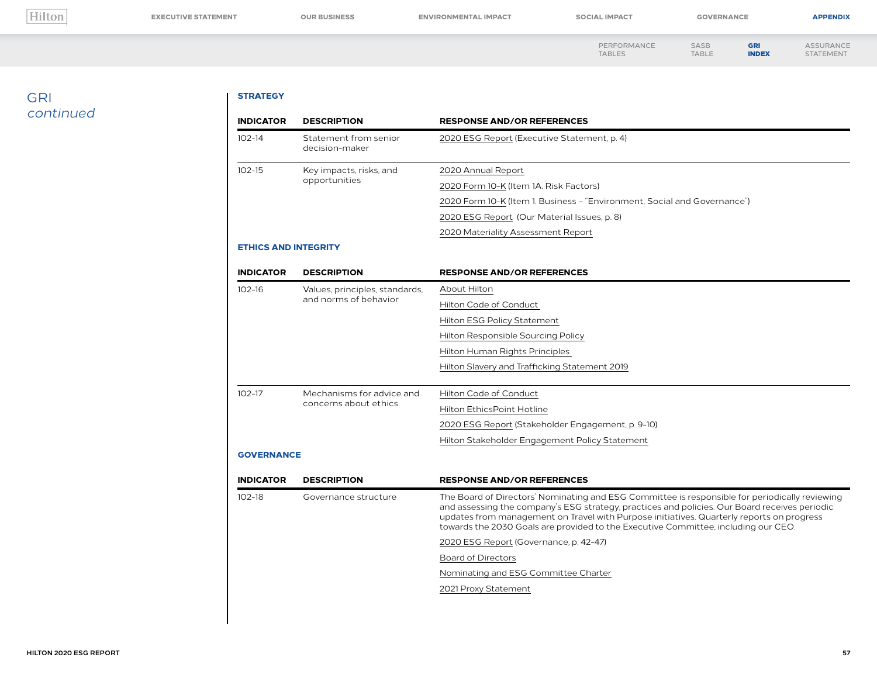# GRI *continued*

### STRATEGY

| INDICATOR | DESCRIPTION | RESPONSE AND/OR REFERENCES |
|---|---|---|
| 102-14 | Statement from senior decision-maker | 2020 ESG Report (Executive Statement, p. 4) |
| 102-15 | Key impacts, risks, and opportunities | 2020 Annual Report<br>2020 Form 10-K (Item 1A. Risk Factors)<br>2020 Form 10-K (Item 1. Business – "Environment, Social and Governance")<br>2020 ESG Report (Our Material Issues, p. 8)<br>2020 Materiality Assessment Report |

### ETHICS AND INTEGRITY

| INDICATOR | DESCRIPTION | RESPONSE AND/OR REFERENCES |
|---|---|---|
| 102-16 | Values, principles, standards, and norms of behavior | About Hilton<br>Hilton Code of Conduct<br>Hilton ESG Policy Statement<br>Hilton Responsible Sourcing Policy<br>Hilton Human Rights Principles<br>Hilton Slavery and Trafficking Statement 2019 |
| 102-17 | Mechanisms for advice and concerns about ethics | Hilton Code of Conduct<br>Hilton EthicsPoint Hotline<br>2020 ESG Report (Stakeholder Engagement, p. 9-10)<br>Hilton Stakeholder Engagement Policy Statement |

### GOVERNANCE

| INDICATOR | DESCRIPTION | RESPONSE AND/OR REFERENCES |
|---|---|---|
| 102-18 | Governance structure | The Board of Directors' Nominating and ESG Committee is responsible for periodically reviewing and assessing the company's ESG strategy, practices and policies. Our Board receives periodic updates from management on Travel with Purpose initiatives. Quarterly reports on progress towards the 2030 Goals are provided to the Executive Committee, including our CEO.<br>2020 ESG Report (Governance, p. 42-47)<br>Board of Directors<br>Nominating and ESG Committee Charter<br>2021 Proxy Statement |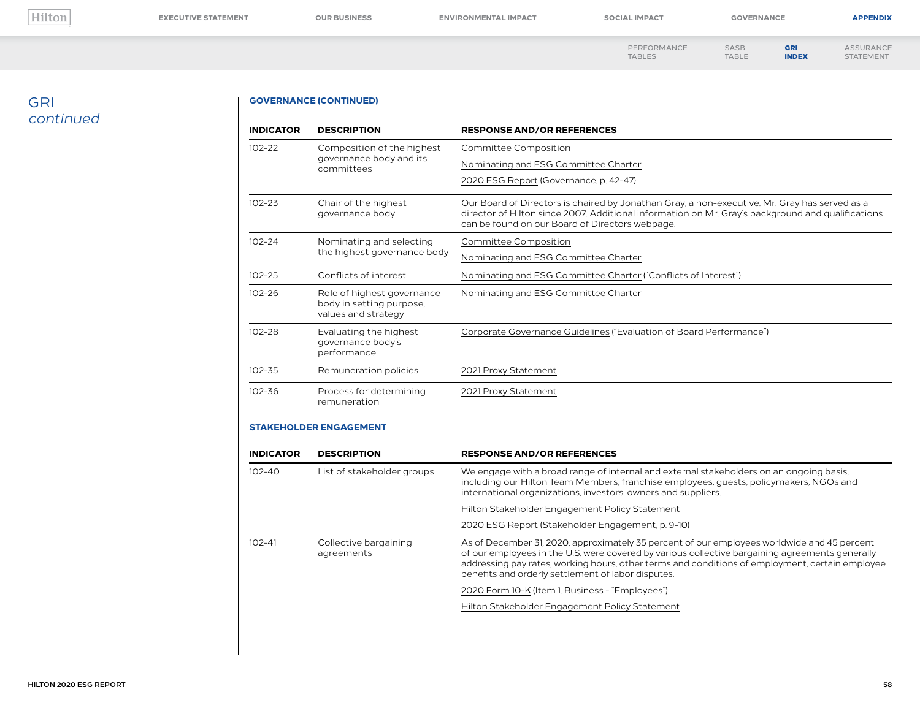# GRI *continued*

## GOVERNANCE (CONTINUED)

| INDICATOR | DESCRIPTION | RESPONSE AND/OR REFERENCES |
|---|---|---|
| 102-22 | Composition of the highest governance body and its committees | Committee Composition<br>Nominating and ESG Committee Charter<br>2020 ESG Report (Governance, p. 42-47) |
| 102-23 | Chair of the highest governance body | Our Board of Directors is chaired by Jonathan Gray, a non-executive. Mr. Gray has served as a director of Hilton since 2007. Additional information on Mr. Gray's background and qualifications can be found on our Board of Directors webpage. |
| 102-24 | Nominating and selecting the highest governance body | Committee Composition<br>Nominating and ESG Committee Charter |
| 102-25 | Conflicts of interest | Nominating and ESG Committee Charter ("Conflicts of Interest") |
| 102-26 | Role of highest governance body in setting purpose, values and strategy | Nominating and ESG Committee Charter |
| 102-28 | Evaluating the highest governance body's performance | Corporate Governance Guidelines ("Evaluation of Board Performance") |
| 102-35 | Remuneration policies | 2021 Proxy Statement |
| 102-36 | Process for determining remuneration | 2021 Proxy Statement |

## STAKEHOLDER ENGAGEMENT

| INDICATOR | DESCRIPTION | RESPONSE AND/OR REFERENCES |
|---|---|---|
| 102-40 | List of stakeholder groups | We engage with a broad range of internal and external stakeholders on an ongoing basis, including our Hilton Team Members, franchise employees, guests, policymakers, NGOs and international organizations, investors, owners and suppliers.<br>Hilton Stakeholder Engagement Policy Statement<br>2020 ESG Report (Stakeholder Engagement, p. 9-10) |
| 102-41 | Collective bargaining agreements | As of December 31, 2020, approximately 35 percent of our employees worldwide and 45 percent of our employees in the U.S. were covered by various collective bargaining agreements generally addressing pay rates, working hours, other terms and conditions of employment, certain employee benefits and orderly settlement of labor disputes.<br>2020 Form 10-K (Item 1. Business - "Employees")<br>Hilton Stakeholder Engagement Policy Statement |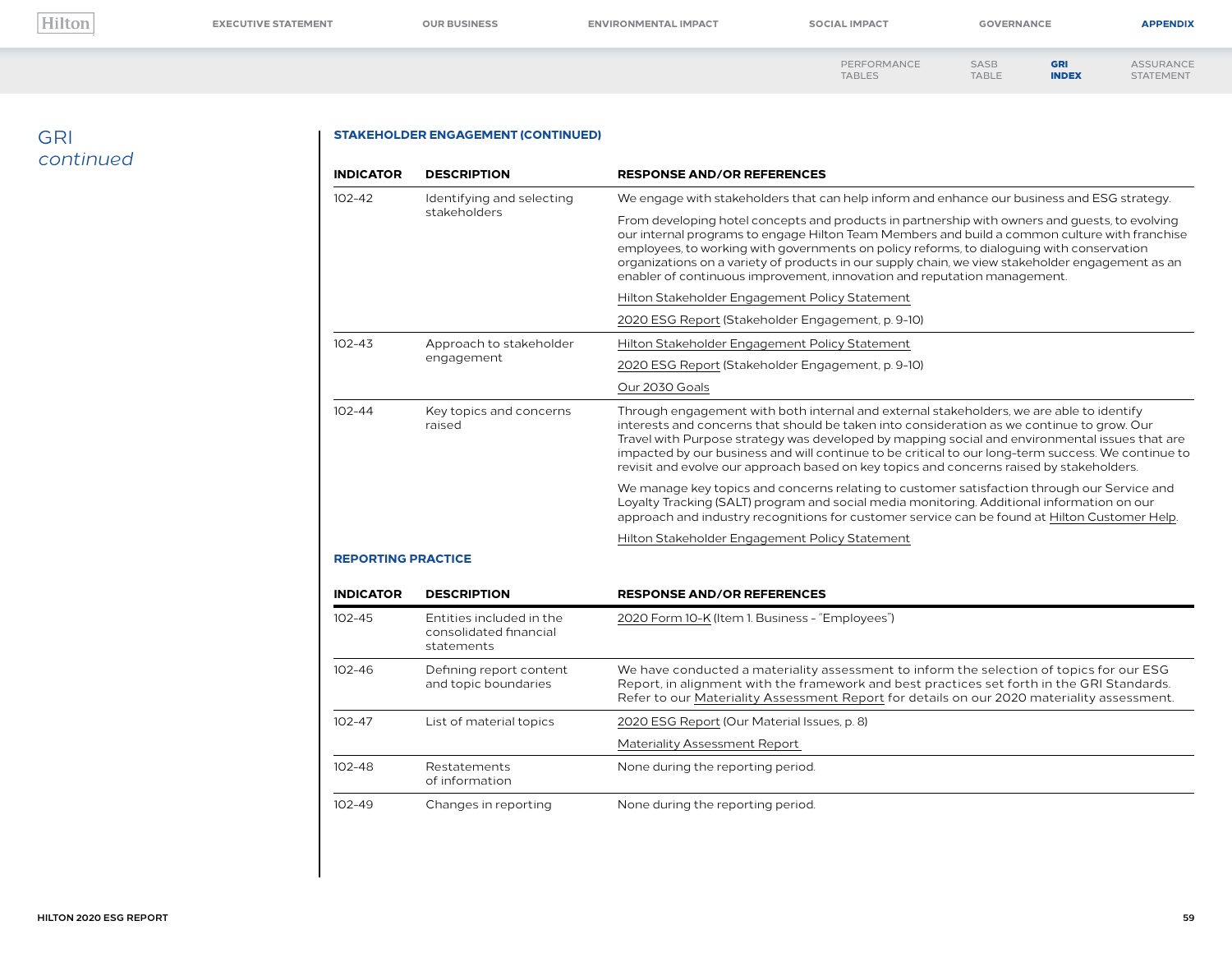## GRI *continued*

### STAKEHOLDER ENGAGEMENT (CONTINUED)

| INDICATOR | DESCRIPTION | RESPONSE AND/OR REFERENCES |
|---|---|---|
| 102-42 | Identifying and selecting stakeholders | We engage with stakeholders that can help inform and enhance our business and ESG strategy.<br><br>From developing hotel concepts and products in partnership with owners and guests, to evolving our internal programs to engage Hilton Team Members and build a common culture with franchise employees, to working with governments on policy reforms, to dialoguing with conservation organizations on a variety of products in our supply chain, we view stakeholder engagement as an enabler of continuous improvement, innovation and reputation management.<br><br>Hilton Stakeholder Engagement Policy Statement<br><br>2020 ESG Report (Stakeholder Engagement, p. 9-10) |
| 102-43 | Approach to stakeholder engagement | Hilton Stakeholder Engagement Policy Statement<br><br>2020 ESG Report (Stakeholder Engagement, p. 9-10)<br><br>Our 2030 Goals |
| 102-44 | Key topics and concerns raised | Through engagement with both internal and external stakeholders, we are able to identify interests and concerns that should be taken into consideration as we continue to grow. Our Travel with Purpose strategy was developed by mapping social and environmental issues that are impacted by our business and will continue to be critical to our long-term success. We continue to revisit and evolve our approach based on key topics and concerns raised by stakeholders.<br><br>We manage key topics and concerns relating to customer satisfaction through our Service and Loyalty Tracking (SALT) program and social media monitoring. Additional information on our approach and industry recognitions for customer service can be found at Hilton Customer Help.<br><br>Hilton Stakeholder Engagement Policy Statement |

### REPORTING PRACTICE

| INDICATOR | DESCRIPTION | RESPONSE AND/OR REFERENCES |
|---|---|---|
| 102-45 | Entities included in the consolidated financial statements | 2020 Form 10-K (Item 1. Business - "Employees") |
| 102-46 | Defining report content and topic boundaries | We have conducted a materiality assessment to inform the selection of topics for our ESG Report, in alignment with the framework and best practices set forth in the GRI Standards. Refer to our Materiality Assessment Report for details on our 2020 materiality assessment. |
| 102-47 | List of material topics | 2020 ESG Report (Our Material Issues, p. 8)<br><br>Materiality Assessment Report |
| 102-48 | Restatements of information | None during the reporting period. |
| 102-49 | Changes in reporting | None during the reporting period. |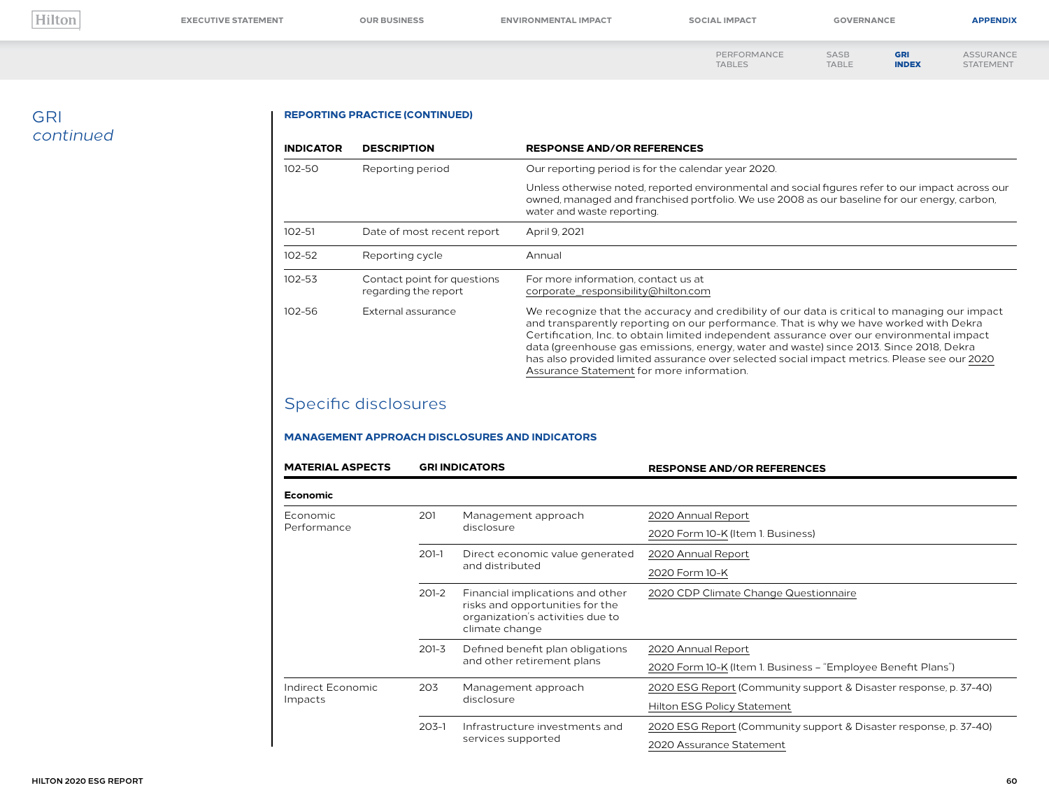## GRI *continued*

**REPORTING PRACTICE (CONTINUED)**

| INDICATOR | DESCRIPTION | RESPONSE AND/OR REFERENCES |
|---|---|---|
| 102-50 | Reporting period | Our reporting period is for the calendar year 2020.<br><br>Unless otherwise noted, reported environmental and social figures refer to our impact across our owned, managed and franchised portfolio. We use 2008 as our baseline for our energy, carbon, water and waste reporting. |
| 102-51 | Date of most recent report | April 9, 2021 |
| 102-52 | Reporting cycle | Annual |
| 102-53 | Contact point for questions regarding the report | For more information, contact us at corporate_responsibility@hilton.com |
| 102-56 | External assurance | We recognize that the accuracy and credibility of our data is critical to managing our impact and transparently reporting on our performance. That is why we have worked with Dekra Certification, Inc. to obtain limited independent assurance over our environmental impact data (greenhouse gas emissions, energy, water and waste) since 2013. Since 2018, Dekra has also provided limited assurance over selected social impact metrics. Please see our 2020 Assurance Statement for more information. |

## Specific disclosures

**MANAGEMENT APPROACH DISCLOSURES AND INDICATORS**

| MATERIAL ASPECTS | GRI INDICATORS | | RESPONSE AND/OR REFERENCES |
|---|---|---|---|
| **Economic** | | | |
| Economic Performance | 201 | Management approach disclosure | 2020 Annual Report<br><br>2020 Form 10-K (Item 1. Business) |
| | 201-1 | Direct economic value generated and distributed | 2020 Annual Report<br><br>2020 Form 10-K |
| | 201-2 | Financial implications and other risks and opportunities for the organization's activities due to climate change | 2020 CDP Climate Change Questionnaire |
| | 201-3 | Defined benefit plan obligations and other retirement plans | 2020 Annual Report<br><br>2020 Form 10-K (Item 1. Business – "Employee Benefit Plans") |
| Indirect Economic Impacts | 203 | Management approach disclosure | 2020 ESG Report (Community support & Disaster response, p. 37-40)<br><br>Hilton ESG Policy Statement |
| | 203-1 | Infrastructure investments and services supported | 2020 ESG Report (Community support & Disaster response, p. 37-40)<br><br>2020 Assurance Statement |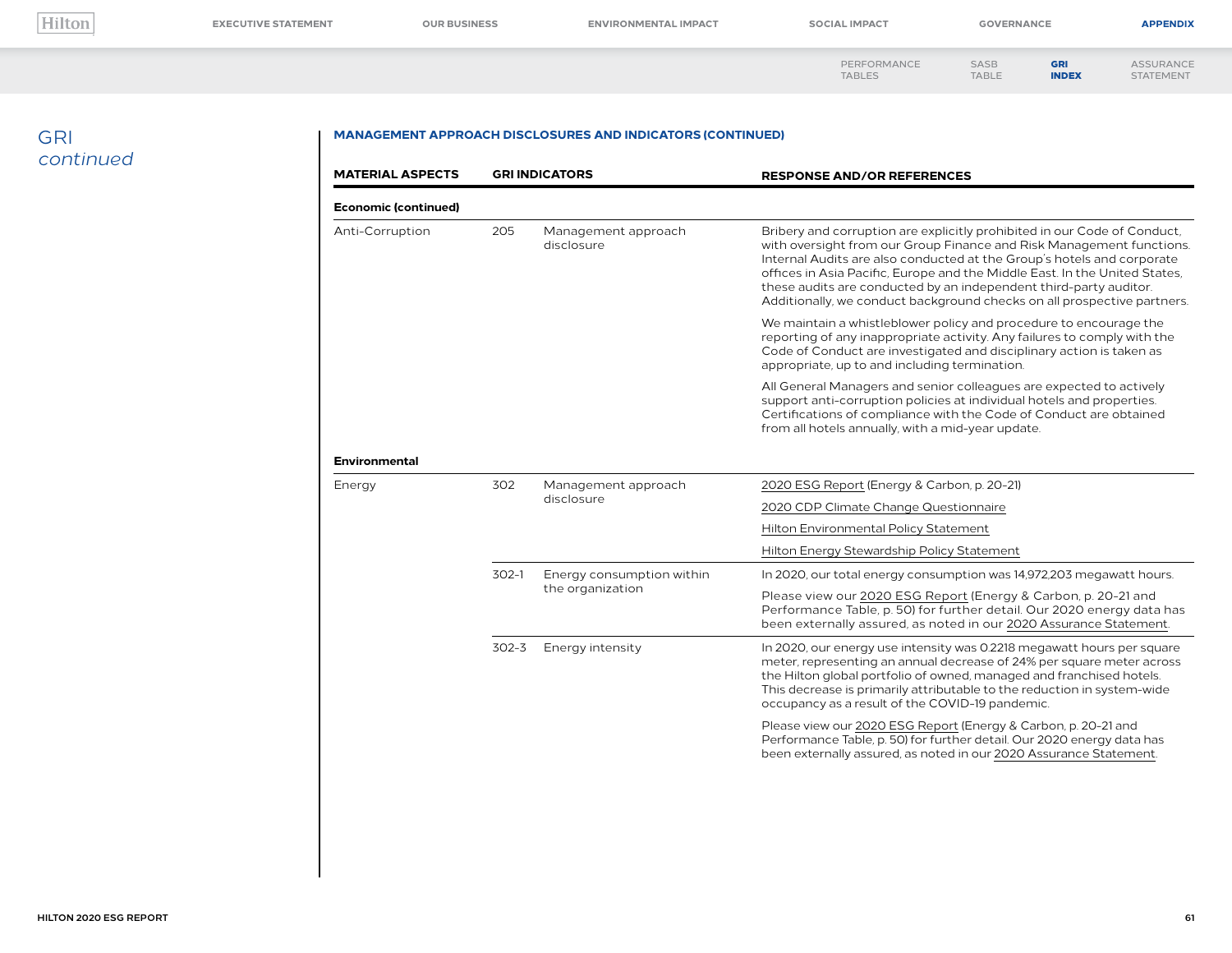# GRI *continued*

## MANAGEMENT APPROACH DISCLOSURES AND INDICATORS (CONTINUED)

| MATERIAL ASPECTS | GRI INDICATORS | | RESPONSE AND/OR REFERENCES |
|---|---|---|---|
| **Economic (continued)** | | | |
| Anti-Corruption | 205 | Management approach disclosure | Bribery and corruption are explicitly prohibited in our Code of Conduct, with oversight from our Group Finance and Risk Management functions. Internal Audits are also conducted at the Group's hotels and corporate offices in Asia Pacific, Europe and the Middle East. In the United States, these audits are conducted by an independent third-party auditor. Additionally, we conduct background checks on all prospective partners.<br><br>We maintain a whistleblower policy and procedure to encourage the reporting of any inappropriate activity. Any failures to comply with the Code of Conduct are investigated and disciplinary action is taken as appropriate, up to and including termination.<br><br>All General Managers and senior colleagues are expected to actively support anti-corruption policies at individual hotels and properties. Certifications of compliance with the Code of Conduct are obtained from all hotels annually, with a mid-year update. |
| **Environmental** | | | |
| Energy | 302 | Management approach disclosure | 2020 ESG Report (Energy & Carbon, p. 20-21)<br><br>2020 CDP Climate Change Questionnaire<br><br>Hilton Environmental Policy Statement<br><br>Hilton Energy Stewardship Policy Statement |
| | 302-1 | Energy consumption within the organization | In 2020, our total energy consumption was 14,972,203 megawatt hours.<br><br>Please view our 2020 ESG Report (Energy & Carbon, p. 20-21 and Performance Table, p. 50) for further detail. Our 2020 energy data has been externally assured, as noted in our 2020 Assurance Statement. |
| | 302-3 | Energy intensity | In 2020, our energy use intensity was 0.2218 megawatt hours per square meter, representing an annual decrease of 24% per square meter across the Hilton global portfolio of owned, managed and franchised hotels. This decrease is primarily attributable to the reduction in system-wide occupancy as a result of the COVID-19 pandemic.<br><br>Please view our 2020 ESG Report (Energy & Carbon, p. 20-21 and Performance Table, p. 50) for further detail. Our 2020 energy data has been externally assured, as noted in our 2020 Assurance Statement. |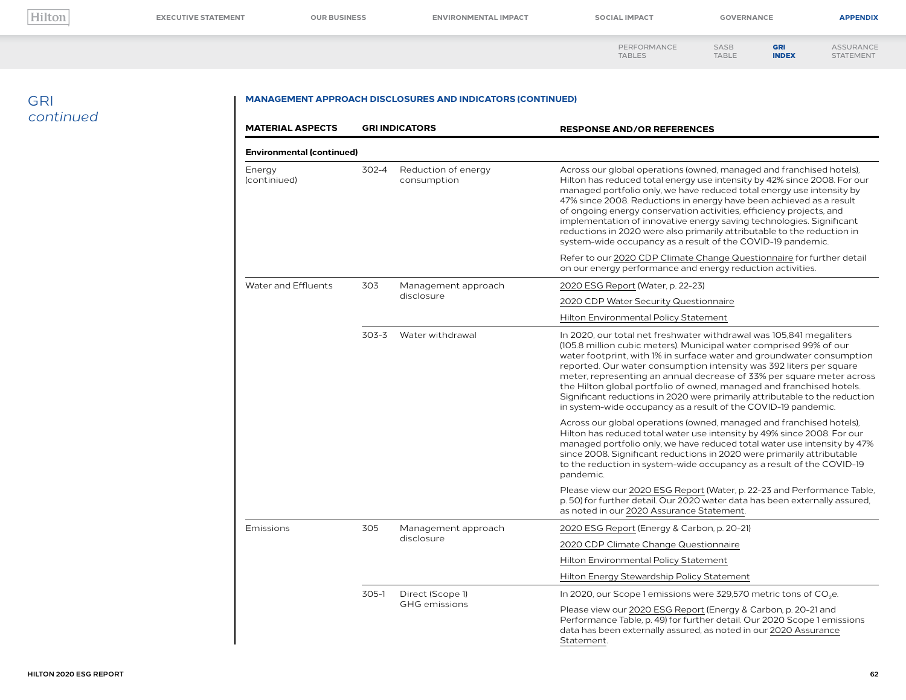# GRI *continued*

**MANAGEMENT APPROACH DISCLOSURES AND INDICATORS (CONTINUED)**

| MATERIAL ASPECTS | GRI INDICATORS | | RESPONSE AND/OR REFERENCES |
|---|---|---|---|
| **Environmental (continued)** | | | |
| Energy (continiued) | 302-4 | Reduction of energy consumption | Across our global operations (owned, managed and franchised hotels), Hilton has reduced total energy use intensity by 42% since 2008. For our managed portfolio only, we have reduced total energy use intensity by 47% since 2008. Reductions in energy have been achieved as a result of ongoing energy conservation activities, efficiency projects, and implementation of innovative energy saving technologies. Significant reductions in 2020 were also primarily attributable to the reduction in system-wide occupancy as a result of the COVID-19 pandemic.<br><br>Refer to our 2020 CDP Climate Change Questionnaire for further detail on our energy performance and energy reduction activities. |
| Water and Effluents | 303 | Management approach disclosure | 2020 ESG Report (Water, p. 22-23)<br><br>2020 CDP Water Security Questionnaire<br><br>Hilton Environmental Policy Statement |
| | 303-3 | Water withdrawal | In 2020, our total net freshwater withdrawal was 105,841 megaliters (105.8 million cubic meters). Municipal water comprised 99% of our water footprint, with 1% in surface water and groundwater consumption reported. Our water consumption intensity was 392 liters per square meter, representing an annual decrease of 33% per square meter across the Hilton global portfolio of owned, managed and franchised hotels. Significant reductions in 2020 were primarily attributable to the reduction in system-wide occupancy as a result of the COVID-19 pandemic.<br><br>Across our global operations (owned, managed and franchised hotels), Hilton has reduced total water use intensity by 49% since 2008. For our managed portfolio only, we have reduced total water use intensity by 47% since 2008. Significant reductions in 2020 were primarily attributable to the reduction in system-wide occupancy as a result of the COVID-19 pandemic.<br><br>Please view our 2020 ESG Report (Water, p. 22-23 and Performance Table, p. 50) for further detail. Our 2020 water data has been externally assured, as noted in our 2020 Assurance Statement. |
| Emissions | 305 | Management approach disclosure | 2020 ESG Report (Energy & Carbon, p. 20-21)<br><br>2020 CDP Climate Change Questionnaire<br><br>Hilton Environmental Policy Statement<br><br>Hilton Energy Stewardship Policy Statement |
| | 305-1 | Direct (Scope 1) GHG emissions | In 2020, our Scope 1 emissions were 329,570 metric tons of $CO_2$e.<br><br>Please view our 2020 ESG Report (Energy & Carbon, p. 20-21 and Performance Table, p. 49) for further detail. Our 2020 Scope 1 emissions data has been externally assured, as noted in our 2020 Assurance Statement. |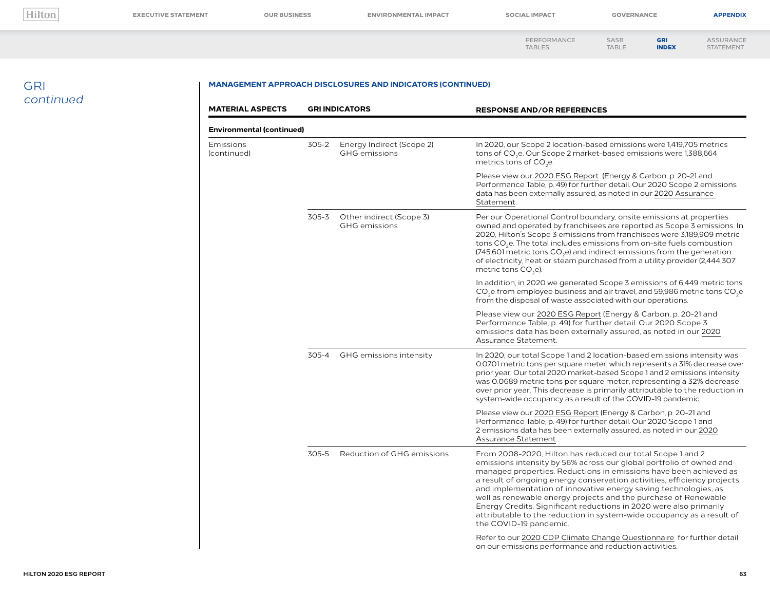# GRI *continued*

## MANAGEMENT APPROACH DISCLOSURES AND INDICATORS (CONTINUED)

| MATERIAL ASPECTS | GRI INDICATORS | | RESPONSE AND/OR REFERENCES |
|---|---|---|---|
| **Environmental (continued)** | | | |
| Emissions (continued) | 305-2 | Energy Indirect (Scope 2) GHG emissions | In 2020, our Scope 2 location-based emissions were 1,419,705 metrics tons of $CO_2$e. Our Scope 2 market-based emissions were 1,388,664 metrics tons of $CO_2$e.<br><br>Please view our 2020 ESG Report (Energy & Carbon, p. 20-21 and Performance Table, p. 49) for further detail. Our 2020 Scope 2 emissions data has been externally assured, as noted in our 2020 Assurance Statement. |
| | 305-3 | Other indirect (Scope 3) GHG emissions | Per our Operational Control boundary, onsite emissions at properties owned and operated by franchisees are reported as Scope 3 emissions. In 2020, Hilton's Scope 3 emissions from franchisees were 3,189,909 metric tons $CO_2$e. The total includes emissions from on-site fuels combustion (745,601 metric tons $CO_2$e) and indirect emissions from the generation of electricity, heat or steam purchased from a utility provider (2,444,307 metric tons $CO_2$e).<br><br>In addition, in 2020 we generated Scope 3 emissions of 6,449 metric tons $CO_2$e from employee business and air travel, and 59,986 metric tons $CO_2$e from the disposal of waste associated with our operations.<br><br>Please view our 2020 ESG Report (Energy & Carbon, p. 20-21 and Performance Table, p. 49) for further detail. Our 2020 Scope 3 emissions data has been externally assured, as noted in our 2020 Assurance Statement. |
| | 305-4 | GHG emissions intensity | In 2020, our total Scope 1 and 2 location-based emissions intensity was 0.0701 metric tons per square meter, which represents a 31% decrease over prior year. Our total 2020 market-based Scope 1 and 2 emissions intensity was 0.0689 metric tons per square meter, representing a 32% decrease over prior year. This decrease is primarily attributable to the reduction in system-wide occupancy as a result of the COVID-19 pandemic.<br><br>Please view our 2020 ESG Report (Energy & Carbon, p. 20-21 and Performance Table, p. 49) for further detail. Our 2020 Scope 1 and 2 emissions data has been externally assured, as noted in our 2020 Assurance Statement. |
| | 305-5 | Reduction of GHG emissions | From 2008-2020, Hilton has reduced our total Scope 1 and 2 emissions intensity by 56% across our global portfolio of owned and managed properties. Reductions in emissions have been achieved as a result of ongoing energy conservation activities, efficiency projects, and implementation of innovative energy saving technologies, as well as renewable energy projects and the purchase of Renewable Energy Credits. Significant reductions in 2020 were also primarily attributable to the reduction in system-wide occupancy as a result of the COVID-19 pandemic.<br><br>Refer to our 2020 CDP Climate Change Questionnaire for further detail on our emissions performance and reduction activities. |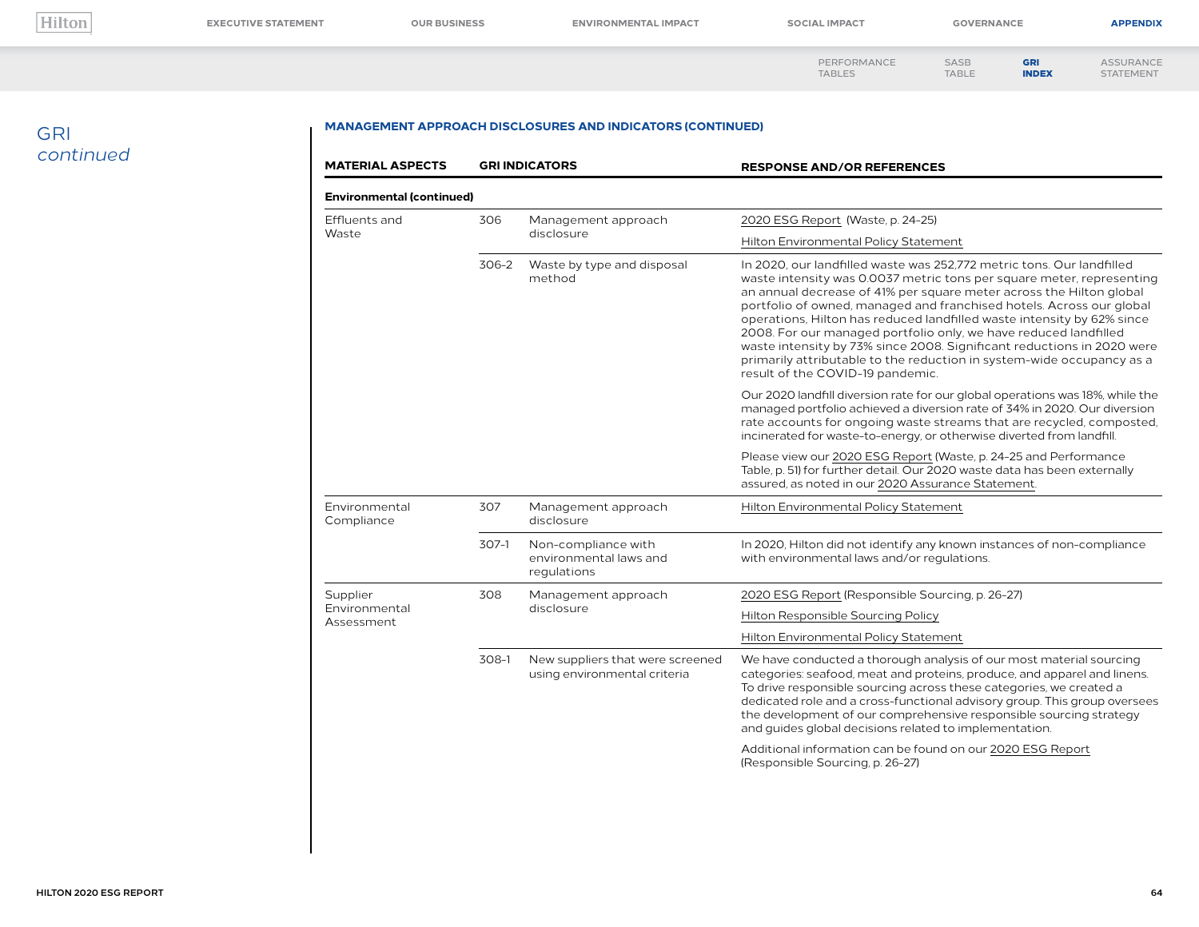# GRI *continued*

## MANAGEMENT APPROACH DISCLOSURES AND INDICATORS (CONTINUED)

| MATERIAL ASPECTS | GRI INDICATORS | | RESPONSE AND/OR REFERENCES |
|---|---|---|---|
| **Environmental (continued)** | | | |
| Effluents and Waste | 306 | Management approach disclosure | 2020 ESG Report (Waste, p. 24-25)<br><br>Hilton Environmental Policy Statement |
| | 306-2 | Waste by type and disposal method | In 2020, our landfilled waste was 252,772 metric tons. Our landfilled waste intensity was 0.0037 metric tons per square meter, representing an annual decrease of 41% per square meter across the Hilton global portfolio of owned, managed and franchised hotels. Across our global operations, Hilton has reduced landfilled waste intensity by 62% since 2008. For our managed portfolio only, we have reduced landfilled waste intensity by 73% since 2008. Significant reductions in 2020 were primarily attributable to the reduction in system-wide occupancy as a result of the COVID-19 pandemic.<br><br>Our 2020 landfill diversion rate for our global operations was 18%, while the managed portfolio achieved a diversion rate of 34% in 2020. Our diversion rate accounts for ongoing waste streams that are recycled, composted, incinerated for waste-to-energy, or otherwise diverted from landfill.<br><br>Please view our 2020 ESG Report (Waste, p. 24-25 and Performance Table, p. 51) for further detail. Our 2020 waste data has been externally assured, as noted in our 2020 Assurance Statement. |
| Environmental Compliance | 307 | Management approach disclosure | Hilton Environmental Policy Statement |
| | 307-1 | Non-compliance with environmental laws and regulations | In 2020, Hilton did not identify any known instances of non-compliance with environmental laws and/or regulations. |
| Supplier Environmental Assessment | 308 | Management approach disclosure | 2020 ESG Report (Responsible Sourcing, p. 26-27)<br><br>Hilton Responsible Sourcing Policy<br><br>Hilton Environmental Policy Statement |
| | 308-1 | New suppliers that were screened using environmental criteria | We have conducted a thorough analysis of our most material sourcing categories: seafood, meat and proteins, produce, and apparel and linens. To drive responsible sourcing across these categories, we created a dedicated role and a cross-functional advisory group. This group oversees the development of our comprehensive responsible sourcing strategy and guides global decisions related to implementation.<br><br>Additional information can be found on our 2020 ESG Report (Responsible Sourcing, p. 26-27) |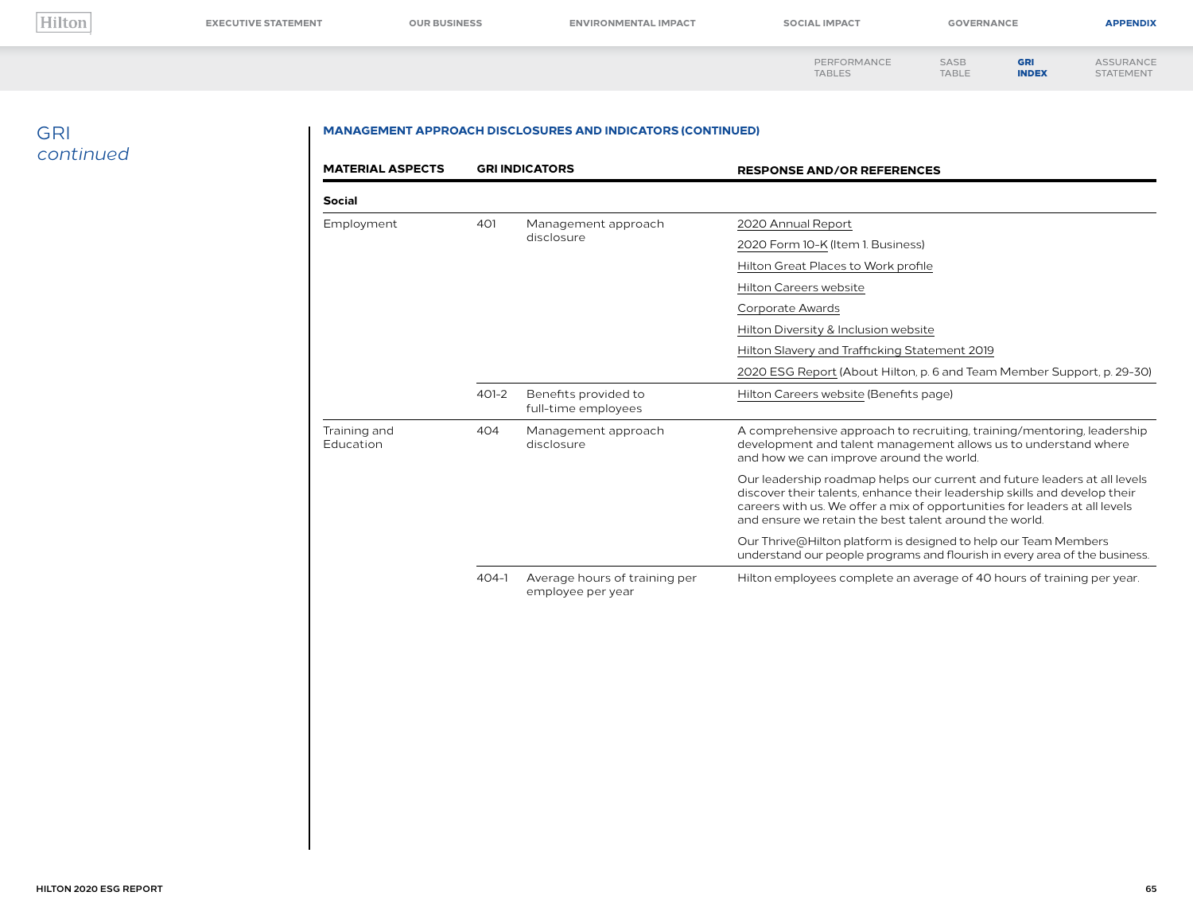# GRI *continued*

## MANAGEMENT APPROACH DISCLOSURES AND INDICATORS (CONTINUED)

| MATERIAL ASPECTS | GRI INDICATORS | | RESPONSE AND/OR REFERENCES |
|---|---|---|---|
| **Social** | | | |
| Employment | 401 | Management approach disclosure | 2020 Annual Report<br>2020 Form 10-K (Item 1. Business)<br>Hilton Great Places to Work profile<br>Hilton Careers website<br>Corporate Awards<br>Hilton Diversity & Inclusion website<br>Hilton Slavery and Trafficking Statement 2019<br>2020 ESG Report (About Hilton, p. 6 and Team Member Support, p. 29-30) |
| | 401-2 | Benefits provided to full-time employees | Hilton Careers website (Benefits page) |
| Training and Education | 404 | Management approach disclosure | A comprehensive approach to recruiting, training/mentoring, leadership development and talent management allows us to understand where and how we can improve around the world.<br>Our leadership roadmap helps our current and future leaders at all levels discover their talents, enhance their leadership skills and develop their careers with us. We offer a mix of opportunities for leaders at all levels and ensure we retain the best talent around the world.<br>Our Thrive@Hilton platform is designed to help our Team Members understand our people programs and flourish in every area of the business. |
| | 404-1 | Average hours of training per employee per year | Hilton employees complete an average of 40 hours of training per year. |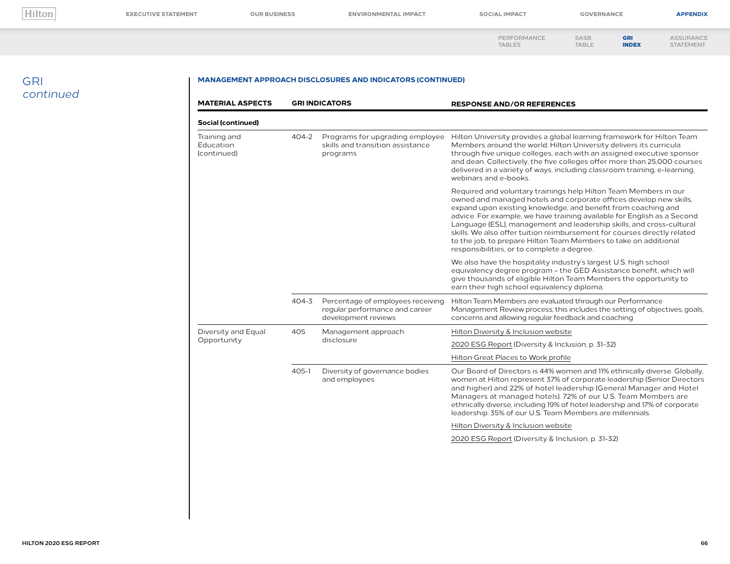# GRI *continued*

## MANAGEMENT APPROACH DISCLOSURES AND INDICATORS (CONTINUED)

| MATERIAL ASPECTS | GRI INDICATORS | | RESPONSE AND/OR REFERENCES |
|---|---|---|---|
| **Social (continued)** | | | |
| Training and Education (continued) | 404-2 | Programs for upgrading employee skills and transition assistance programs | Hilton University provides a global learning framework for Hilton Team Members around the world. Hilton University delivers its curricula through five unique colleges, each with an assigned executive sponsor and dean. Collectively, the five colleges offer more than 25,000 courses delivered in a variety of ways, including classroom training, e-learning, webinars and e-books.<br><br>Required and voluntary trainings help Hilton Team Members in our owned and managed hotels and corporate offices develop new skills, expand upon existing knowledge, and benefit from coaching and advice. For example, we have training available for English as a Second Language (ESL), management and leadership skills, and cross-cultural skills. We also offer tuition reimbursement for courses directly related to the job, to prepare Hilton Team Members to take on additional responsibilities, or to complete a degree.<br><br>We also have the hospitality industry's largest U.S. high school equivalency degree program – the GED Assistance benefit, which will give thousands of eligible Hilton Team Members the opportunity to earn their high school equivalency diploma. |
| | 404-3 | Percentage of employees receiving regular performance and career development reviews | Hilton Team Members are evaluated through our Performance Management Review process; this includes the setting of objectives, goals, concerns and allowing regular feedback and coaching |
| Diversity and Equal Opportunity | 405 | Management approach disclosure | Hilton Diversity & Inclusion website<br><br>2020 ESG Report (Diversity & Inclusion, p. 31-32)<br><br>Hilton Great Places to Work profile |
| | 405-1 | Diversity of governance bodies and employees | Our Board of Directors is 44% women and 11% ethnically diverse. Globally, women at Hilton represent 37% of corporate leadership (Senior Directors and higher) and 22% of hotel leadership (General Manager and Hotel Managers at managed hotels). 72% of our U.S. Team Members are ethnically diverse, including 19% of hotel leadership and 17% of corporate leadership. 35% of our U.S. Team Members are millennials.<br><br>Hilton Diversity & Inclusion website<br><br>2020 ESG Report (Diversity & Inclusion, p. 31-32) |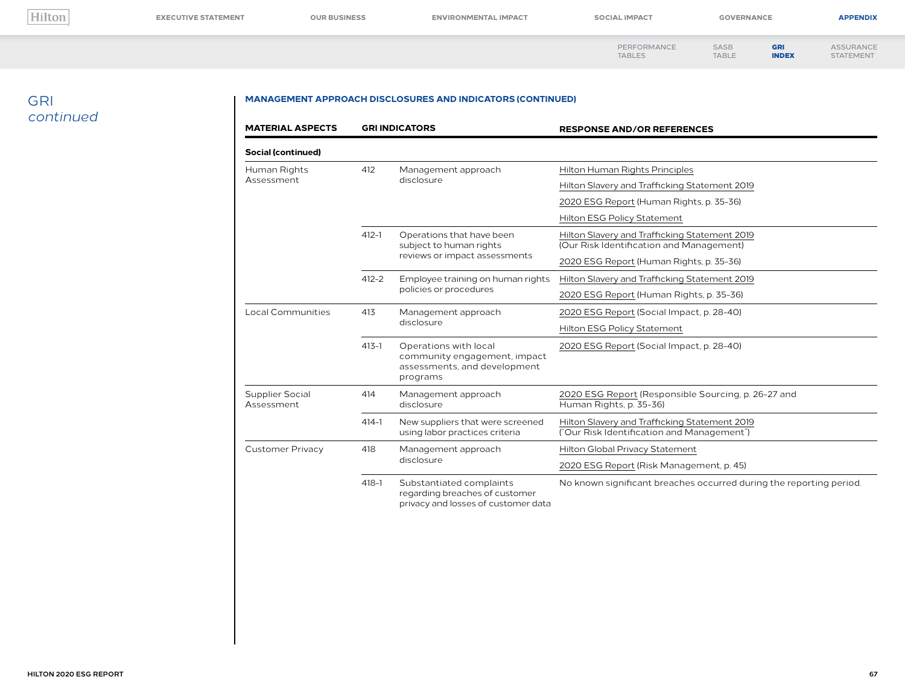## GRI *continued*

### MANAGEMENT APPROACH DISCLOSURES AND INDICATORS (CONTINUED)

| MATERIAL ASPECTS | GRI INDICATORS | | RESPONSE AND/OR REFERENCES |
|---|---|---|---|
| **Social (continued)** | | | |
| Human Rights Assessment | 412 | Management approach disclosure | Hilton Human Rights Principles<br>Hilton Slavery and Trafficking Statement 2019<br>2020 ESG Report (Human Rights, p. 35-36)<br>Hilton ESG Policy Statement |
| | 412-1 | Operations that have been subject to human rights reviews or impact assessments | Hilton Slavery and Trafficking Statement 2019 (Our Risk Identification and Management)<br>2020 ESG Report (Human Rights, p. 35-36) |
| | 412-2 | Employee training on human rights policies or procedures | Hilton Slavery and Trafficking Statement 2019<br>2020 ESG Report (Human Rights, p. 35-36) |
| Local Communities | 413 | Management approach disclosure | 2020 ESG Report (Social Impact, p. 28-40)<br>Hilton ESG Policy Statement |
| | 413-1 | Operations with local community engagement, impact assessments, and development programs | 2020 ESG Report (Social Impact, p. 28-40) |
| Supplier Social Assessment | 414 | Management approach disclosure | 2020 ESG Report (Responsible Sourcing, p. 26-27 and Human Rights, p. 35-36) |
| | 414-1 | New suppliers that were screened using labor practices criteria | Hilton Slavery and Trafficking Statement 2019 ("Our Risk Identification and Management") |
| Customer Privacy | 418 | Management approach disclosure | Hilton Global Privacy Statement<br>2020 ESG Report (Risk Management, p. 45) |
| | 418-1 | Substantiated complaints regarding breaches of customer privacy and losses of customer data | No known significant breaches occurred during the reporting period. |